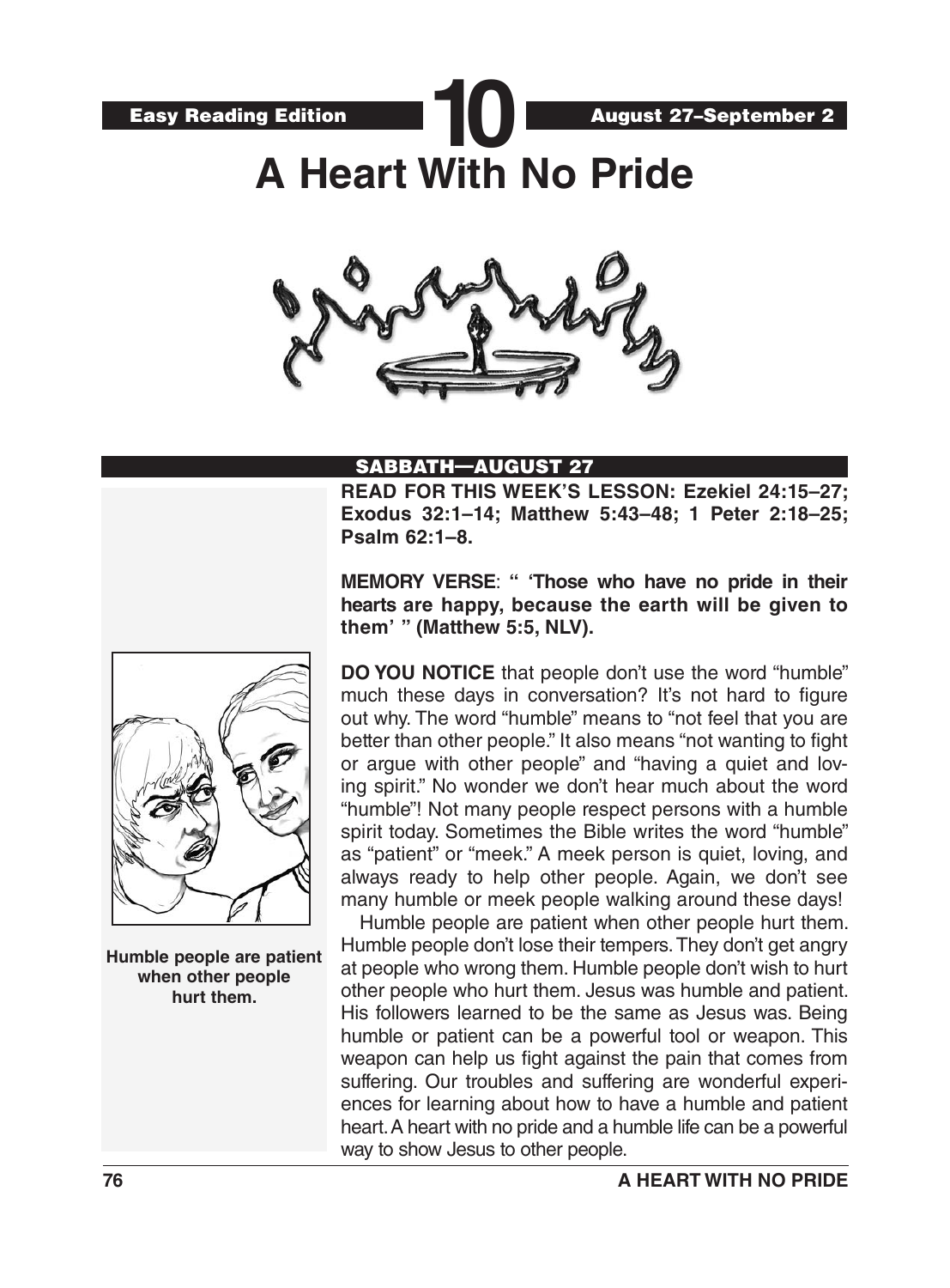Easy Reading Edition **10** August 27–September 2

# A Heart With No Pride

## SABBATH—AUGUST 27

**READ FOR THIS WEEK'S LESSON: Ezekiel 24:15–27; Exodus 32:1–14; Matthew 5:43–48; 1 Peter 2:18–25; Psalm 62:1–8.**

**MEMORY VERSE**: **" 'Those who have no pride in their hearts are happy, because the earth will be given to them' " (Matthew 5:5, NLV).**

**Humble people are patient when other people hurt them.**

**DO YOU NOTICE** that people don't use the word "humble" much these days in conversation? It's not hard to figure out why. The word "humble" means to "not feel that you are better than other people." It also means "not wanting to fight or argue with other people" and "having a quiet and loving spirit." No wonder we don't hear much about the word "humble"! Not many people respect persons with a humble spirit today. Sometimes the Bible writes the word "humble" as "patient" or "meek." A meek person is quiet, loving, and always ready to help other people. Again, we don't see many humble or meek people walking around these days!

Humble people are patient when other people hurt them. Humble people don't lose their tempers. They don't get angry at people who wrong them. Humble people don't wish to hurt other people who hurt them. Jesus was humble and patient. His followers learned to be the same as Jesus was. Being humble or patient can be a powerful tool or weapon. This weapon can help us fight against the pain that comes from suffering. Our troubles and suffering are wonderful experiences for learning about how to have a humble and patient heart. A heart with no pride and a humble life can be a powerful way to show Jesus to other people.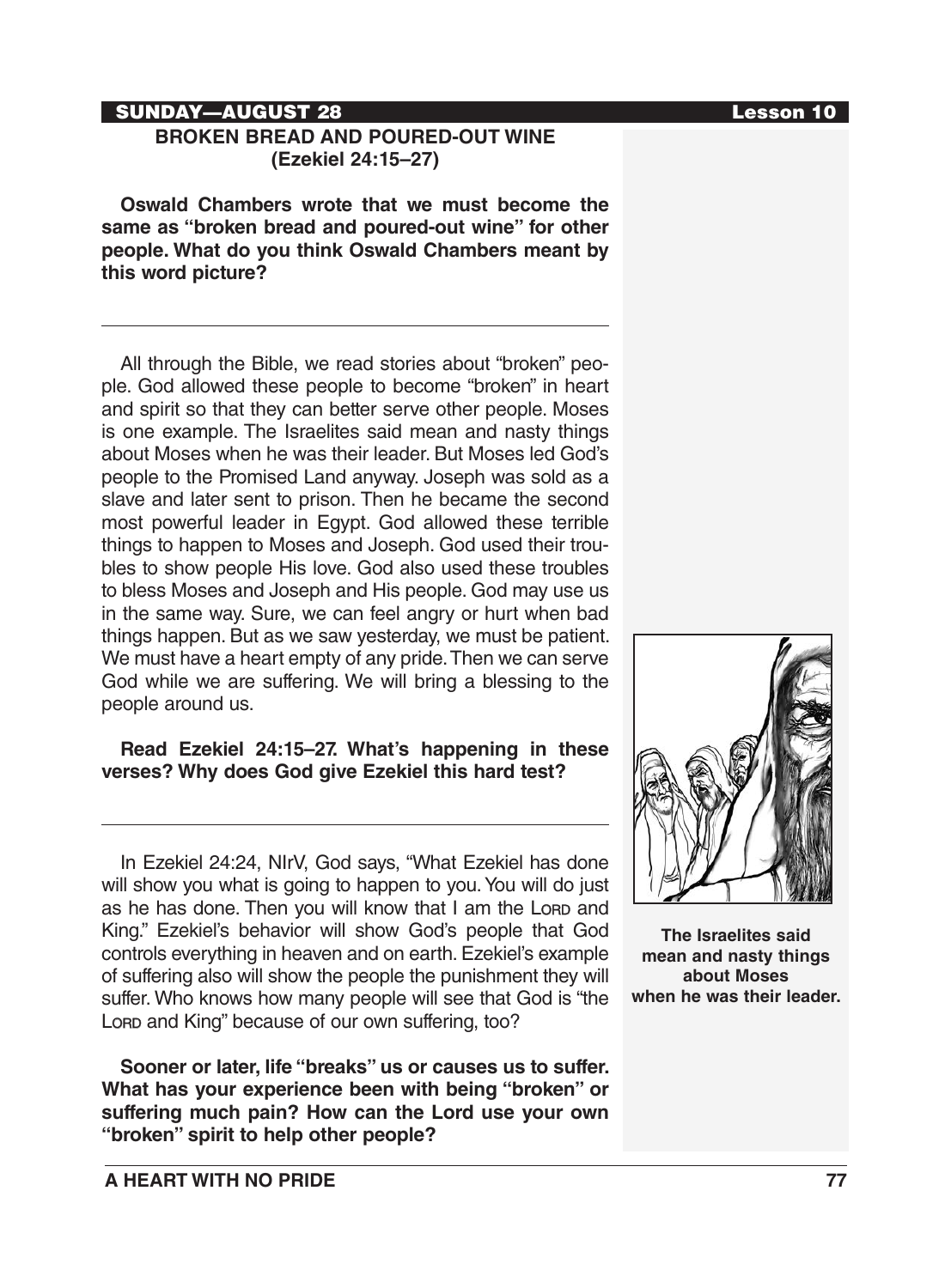**SUNDAY—AUGUST 28** **Lesson 10**

## BROKEN BREAD AND POURED-OUT WINE (Ezekiel 24:15–27)

**Oswald Chambers wrote that we must become the same as "broken bread and poured-out wine" for other people. What do you think Oswald Chambers meant by this word picture?**

---

All through the Bible, we read stories about "broken" people. God allowed these people to become "broken" in heart and spirit so that they can better serve other people. Moses is one example. The Israelites said mean and nasty things about Moses when he was their leader. But Moses led God's people to the Promised Land anyway. Joseph was sold as a slave and later sent to prison. Then he became the second most powerful leader in Egypt. God allowed these terrible things to happen to Moses and Joseph. God used their troubles to show people His love. God also used these troubles to bless Moses and Joseph and His people. God may use us in the same way. Sure, we can feel angry or hurt when bad things happen. But as we saw yesterday, we must be patient. We must have a heart empty of any pride. Then we can serve God while we are suffering. We will bring a blessing to the people around us.

**Read Ezekiel 24:15–27. What's happening in these verses? Why does God give Ezekiel this hard test?**

---

In Ezekiel 24:24, NIrV, God says, "What Ezekiel has done will show you what is going to happen to you. You will do just as he has done. Then you will know that I am the LORD and King." Ezekiel's behavior will show God's people that God controls everything in heaven and on earth. Ezekiel's example of suffering also will show the people the punishment they will suffer. Who knows how many people will see that God is "the LORD and King" because of our own suffering, too?

**Sooner or later, life "breaks" us or causes us to suffer. What has your experience been with being "broken" or suffering much pain? How can the Lord use your own "broken" spirit to help other people?**

**The Israelites said mean and nasty things about Moses when he was their leader.**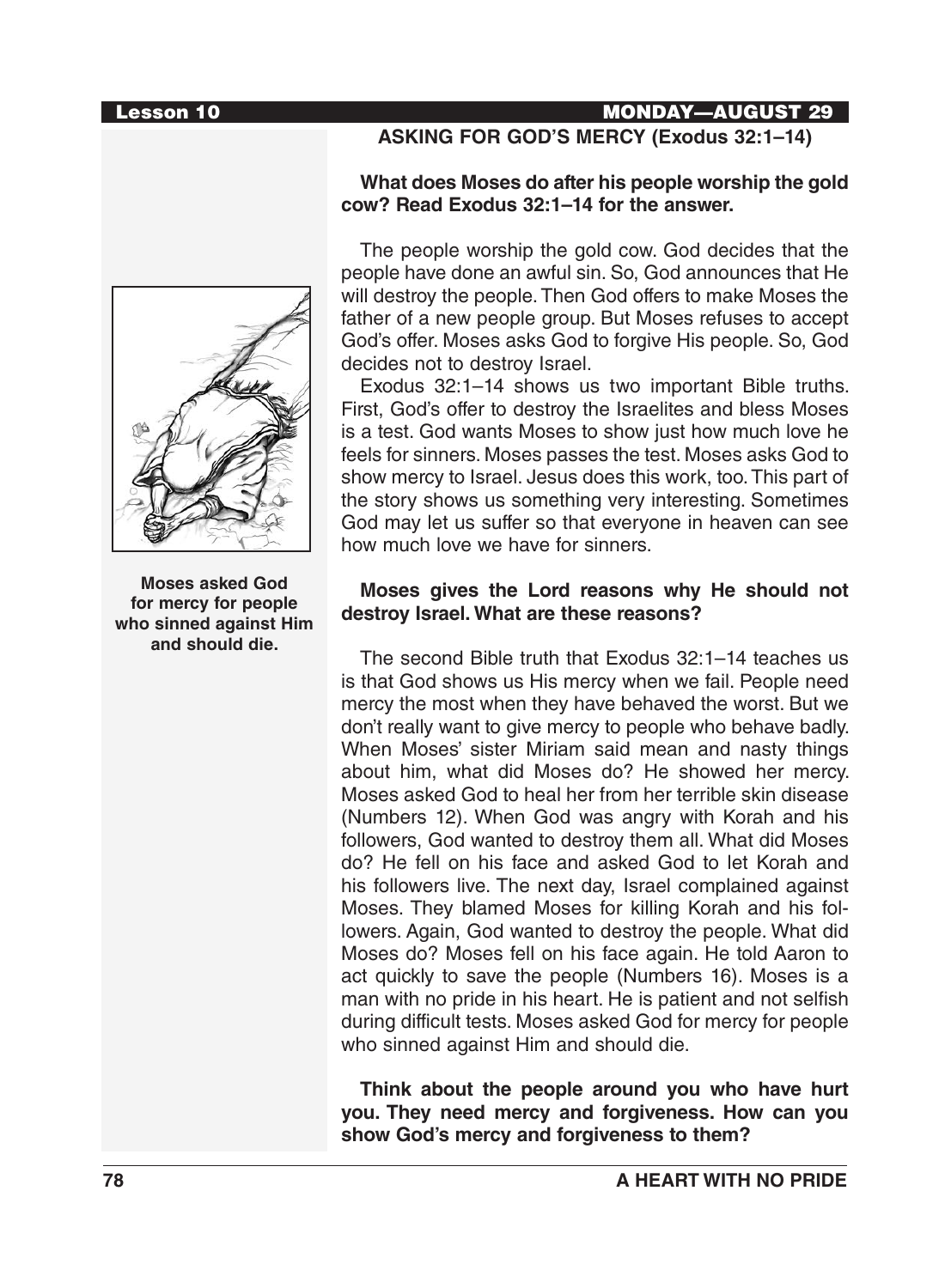## ASKING FOR GOD'S MERCY (Exodus 32:1–14)

**What does Moses do after his people worship the gold cow? Read Exodus 32:1–14 for the answer.**

The people worship the gold cow. God decides that the people have done an awful sin. So, God announces that He will destroy the people. Then God offers to make Moses the father of a new people group. But Moses refuses to accept God's offer. Moses asks God to forgive His people. So, God decides not to destroy Israel.

Exodus 32:1–14 shows us two important Bible truths. First, God's offer to destroy the Israelites and bless Moses is a test. God wants Moses to show just how much love he feels for sinners. Moses passes the test. Moses asks God to show mercy to Israel. Jesus does this work, too. This part of the story shows us something very interesting. Sometimes God may let us suffer so that everyone in heaven can see how much love we have for sinners.

**Moses asked God for mercy for people who sinned against Him and should die.**

**Moses gives the Lord reasons why He should not destroy Israel. What are these reasons?**

The second Bible truth that Exodus 32:1–14 teaches us is that God shows us His mercy when we fail. People need mercy the most when they have behaved the worst. But we don't really want to give mercy to people who behave badly. When Moses' sister Miriam said mean and nasty things about him, what did Moses do? He showed her mercy. Moses asked God to heal her from her terrible skin disease (Numbers 12). When God was angry with Korah and his followers, God wanted to destroy them all. What did Moses do? He fell on his face and asked God to let Korah and his followers live. The next day, Israel complained against Moses. They blamed Moses for killing Korah and his followers. Again, God wanted to destroy the people. What did Moses do? Moses fell on his face again. He told Aaron to act quickly to save the people (Numbers 16). Moses is a man with no pride in his heart. He is patient and not selfish during difficult tests. Moses asked God for mercy for people who sinned against Him and should die.

**Think about the people around you who have hurt you. They need mercy and forgiveness. How can you show God's mercy and forgiveness to them?**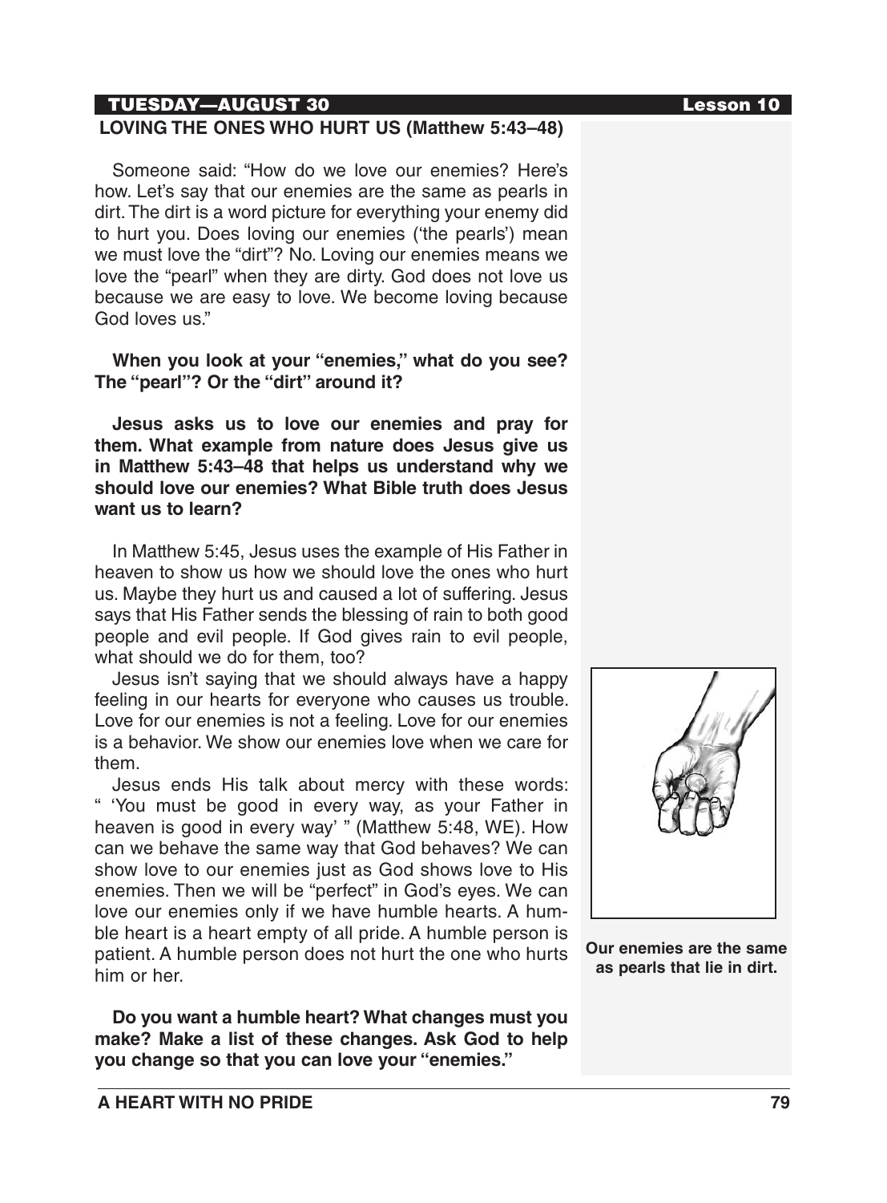## TUESDAY—AUGUST 30 Lesson 10

### LOVING THE ONES WHO HURT US (Matthew 5:43–48)

Someone said: "How do we love our enemies? Here's how. Let's say that our enemies are the same as pearls in dirt. The dirt is a word picture for everything your enemy did to hurt you. Does loving our enemies ('the pearls') mean we must love the "dirt"? No. Loving our enemies means we love the "pearl" when they are dirty. God does not love us because we are easy to love. We become loving because God loves us."

**When you look at your "enemies," what do you see? The "pearl"? Or the "dirt" around it?**

**Jesus asks us to love our enemies and pray for them. What example from nature does Jesus give us in Matthew 5:43–48 that helps us understand why we should love our enemies? What Bible truth does Jesus want us to learn?**

In Matthew 5:45, Jesus uses the example of His Father in heaven to show us how we should love the ones who hurt us. Maybe they hurt us and caused a lot of suffering. Jesus says that His Father sends the blessing of rain to both good people and evil people. If God gives rain to evil people, what should we do for them, too?

Jesus isn't saying that we should always have a happy feeling in our hearts for everyone who causes us trouble. Love for our enemies is not a feeling. Love for our enemies is a behavior. We show our enemies love when we care for them.

Jesus ends His talk about mercy with these words: " 'You must be good in every way, as your Father in heaven is good in every way' " (Matthew 5:48, WE). How can we behave the same way that God behaves? We can show love to our enemies just as God shows love to His enemies. Then we will be "perfect" in God's eyes. We can love our enemies only if we have humble hearts. A humble heart is a heart empty of all pride. A humble person is patient. A humble person does not hurt the one who hurts him or her.

**Our enemies are the same as pearls that lie in dirt.**

**Do you want a humble heart? What changes must you make? Make a list of these changes. Ask God to help you change so that you can love your "enemies."**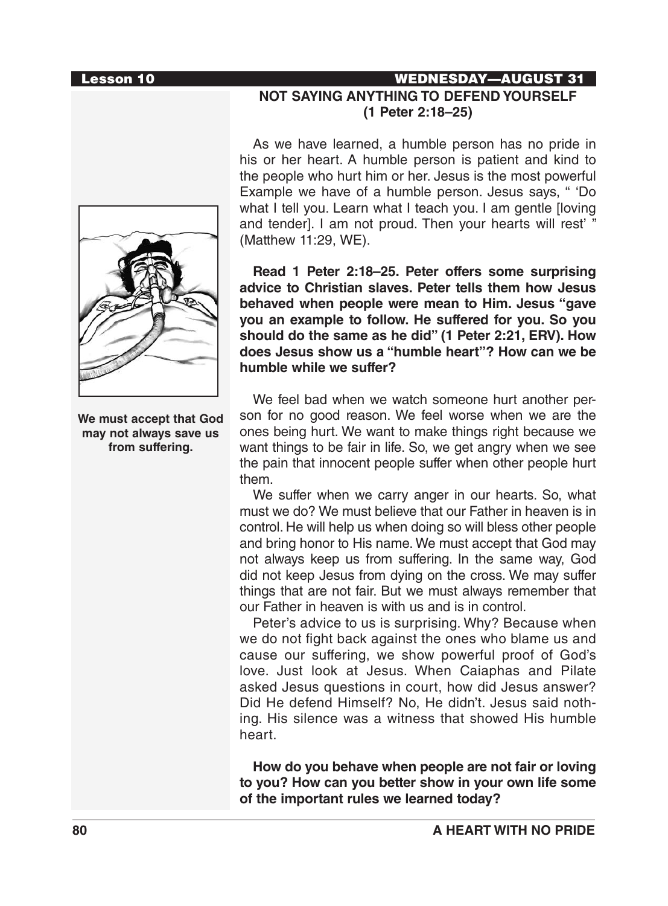## NOT SAYING ANYTHING TO DEFEND YOURSELF (1 Peter 2:18–25)

As we have learned, a humble person has no pride in his or her heart. A humble person is patient and kind to the people who hurt him or her. Jesus is the most powerful Example we have of a humble person. Jesus says, " 'Do what I tell you. Learn what I teach you. I am gentle [loving and tender]. I am not proud. Then your hearts will rest' " (Matthew 11:29, WE).

**Read 1 Peter 2:18–25. Peter offers some surprising advice to Christian slaves. Peter tells them how Jesus behaved when people were mean to Him. Jesus "gave you an example to follow. He suffered for you. So you should do the same as he did" (1 Peter 2:21, ERV). How does Jesus show us a "humble heart"? How can we be humble while we suffer?**

We feel bad when we watch someone hurt another person for no good reason. We feel worse when we are the ones being hurt. We want to make things right because we want things to be fair in life. So, we get angry when we see the pain that innocent people suffer when other people hurt them.

We suffer when we carry anger in our hearts. So, what must we do? We must believe that our Father in heaven is in control. He will help us when doing so will bless other people and bring honor to His name. We must accept that God may not always keep us from suffering. In the same way, God did not keep Jesus from dying on the cross. We may suffer things that are not fair. But we must always remember that our Father in heaven is with us and is in control.

Peter's advice to us is surprising. Why? Because when we do not fight back against the ones who blame us and cause our suffering, we show powerful proof of God's love. Just look at Jesus. When Caiaphas and Pilate asked Jesus questions in court, how did Jesus answer? Did He defend Himself? No, He didn't. Jesus said nothing. His silence was a witness that showed His humble heart.

**We must accept that God may not always save us from suffering.**

**How do you behave when people are not fair or loving to you? How can you better show in your own life some of the important rules we learned today?**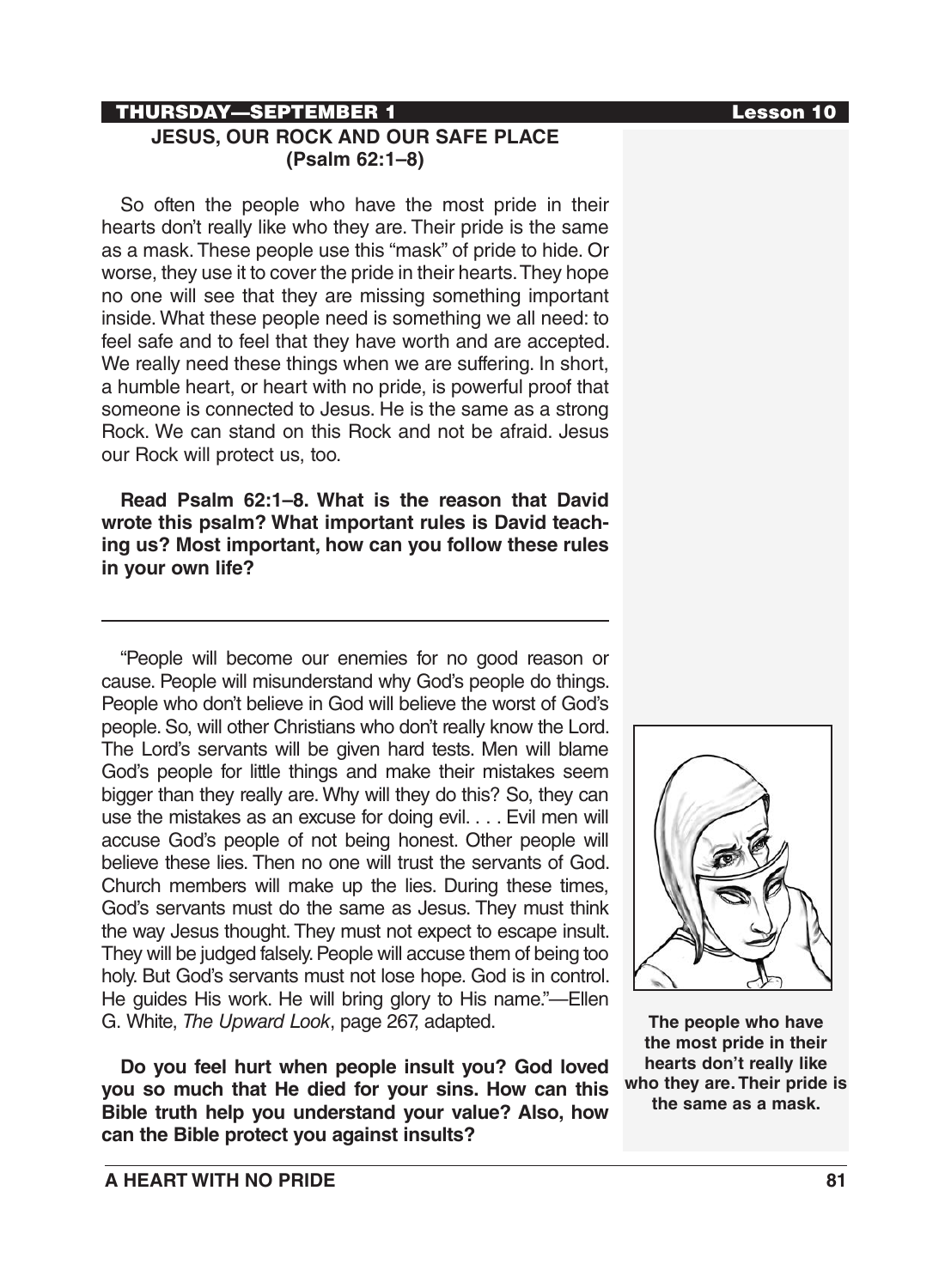**THURSDAY—SEPTEMBER 1** | **Lesson 10**

## JESUS, OUR ROCK AND OUR SAFE PLACE (Psalm 62:1–8)

So often the people who have the most pride in their hearts don't really like who they are. Their pride is the same as a mask. These people use this "mask" of pride to hide. Or worse, they use it to cover the pride in their hearts. They hope no one will see that they are missing something important inside. What these people need is something we all need: to feel safe and to feel that they have worth and are accepted. We really need these things when we are suffering. In short, a humble heart, or heart with no pride, is powerful proof that someone is connected to Jesus. He is the same as a strong Rock. We can stand on this Rock and not be afraid. Jesus our Rock will protect us, too.

**Read Psalm 62:1–8. What is the reason that David wrote this psalm? What important rules is David teaching us? Most important, how can you follow these rules in your own life?**

---

"People will become our enemies for no good reason or cause. People will misunderstand why God's people do things. People who don't believe in God will believe the worst of God's people. So, will other Christians who don't really know the Lord. The Lord's servants will be given hard tests. Men will blame God's people for little things and make their mistakes seem bigger than they really are. Why will they do this? So, they can use the mistakes as an excuse for doing evil. . . . Evil men will accuse God's people of not being honest. Other people will believe these lies. Then no one will trust the servants of God. Church members will make up the lies. During these times, God's servants must do the same as Jesus. They must think the way Jesus thought. They must not expect to escape insult. They will be judged falsely. People will accuse them of being too holy. But God's servants must not lose hope. God is in control. He guides His work. He will bring glory to His name."—Ellen G. White, *The Upward Look*, page 267, adapted.

**Do you feel hurt when people insult you? God loved you so much that He died for your sins. How can this Bible truth help you understand your value? Also, how can the Bible protect you against insults?**

**The people who have the most pride in their hearts don't really like who they are. Their pride is the same as a mask.**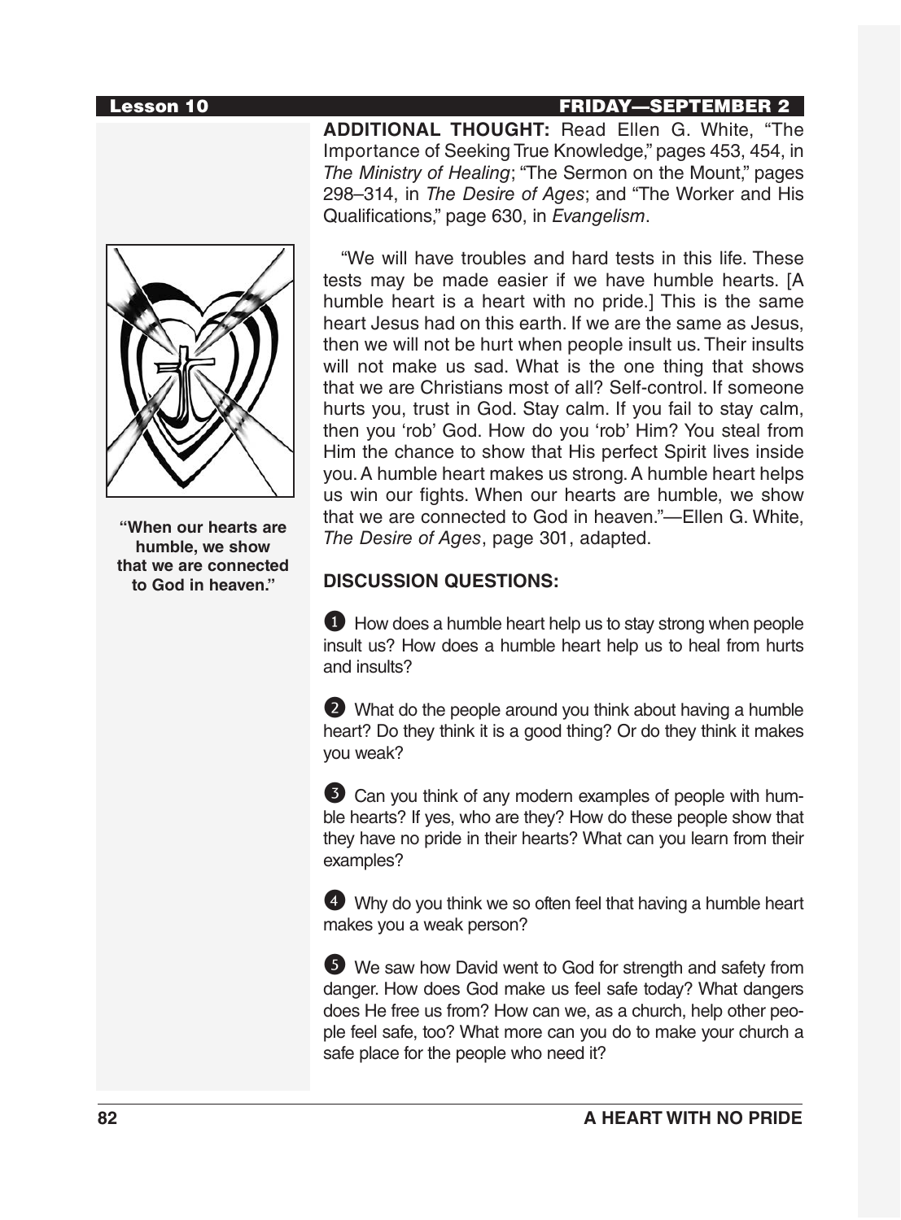**ADDITIONAL THOUGHT:** Read Ellen G. White, "The Importance of Seeking True Knowledge," pages 453, 454, in *The Ministry of Healing*; "The Sermon on the Mount," pages 298–314, in *The Desire of Ages*; and "The Worker and His Qualifications," page 630, in *Evangelism*.

"We will have troubles and hard tests in this life. These tests may be made easier if we have humble hearts. [A humble heart is a heart with no pride.] This is the same heart Jesus had on this earth. If we are the same as Jesus, then we will not be hurt when people insult us. Their insults will not make us sad. What is the one thing that shows that we are Christians most of all? Self-control. If someone hurts you, trust in God. Stay calm. If you fail to stay calm, then you 'rob' God. How do you 'rob' Him? You steal from Him the chance to show that His perfect Spirit lives inside you. A humble heart makes us strong. A humble heart helps us win our fights. When our hearts are humble, we show that we are connected to God in heaven."—Ellen G. White, *The Desire of Ages*, page 301, adapted.

**"When our hearts are humble, we show that we are connected to God in heaven."**

**DISCUSSION QUESTIONS:**

1. How does a humble heart help us to stay strong when people insult us? How does a humble heart help us to heal from hurts and insults?

2. What do the people around you think about having a humble heart? Do they think it is a good thing? Or do they think it makes you weak?

3. Can you think of any modern examples of people with humble hearts? If yes, who are they? How do these people show that they have no pride in their hearts? What can you learn from their examples?

4. Why do you think we so often feel that having a humble heart makes you a weak person?

5. We saw how David went to God for strength and safety from danger. How does God make us feel safe today? What dangers does He free us from? How can we, as a church, help other people feel safe, too? What more can you do to make your church a safe place for the people who need it?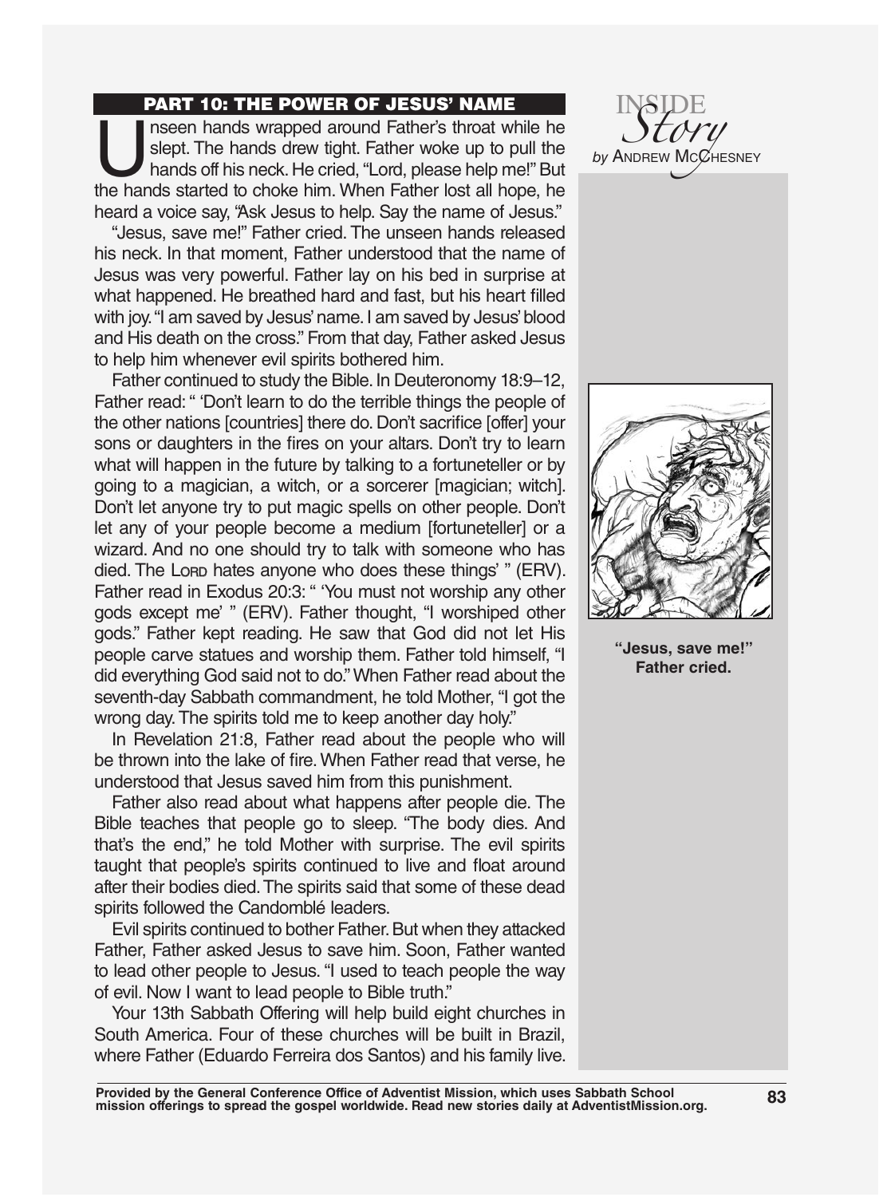## PART 10: THE POWER OF JESUS' NAME

INSIDE *Story* by Andrew McChesney

Unseen hands wrapped around Father's throat while he slept. The hands drew tight. Father woke up to pull the hands off his neck. He cried, "Lord, please help me!" But the hands started to choke him. When Father lost all hope, he heard a voice say, "Ask Jesus to help. Say the name of Jesus."

"Jesus, save me!" Father cried. The unseen hands released his neck. In that moment, Father understood that the name of Jesus was very powerful. Father lay on his bed in surprise at what happened. He breathed hard and fast, but his heart filled with joy. "I am saved by Jesus' name. I am saved by Jesus' blood and His death on the cross." From that day, Father asked Jesus to help him whenever evil spirits bothered him.

Father continued to study the Bible. In Deuteronomy 18:9–12, Father read: " 'Don't learn to do the terrible things the people of the other nations [countries] there do. Don't sacrifice [offer] your sons or daughters in the fires on your altars. Don't try to learn what will happen in the future by talking to a fortuneteller or by going to a magician, a witch, or a sorcerer [magician; witch]. Don't let anyone try to put magic spells on other people. Don't let any of your people become a medium [fortuneteller] or a wizard. And no one should try to talk with someone who has died. The Lord hates anyone who does these things' " (ERV). Father read in Exodus 20:3: " 'You must not worship any other gods except me' " (ERV). Father thought, "I worshiped other gods." Father kept reading. He saw that God did not let His people carve statues and worship them. Father told himself, "I did everything God said not to do." When Father read about the seventh-day Sabbath commandment, he told Mother, "I got the wrong day. The spirits told me to keep another day holy."

In Revelation 21:8, Father read about the people who will be thrown into the lake of fire. When Father read that verse, he understood that Jesus saved him from this punishment.

Father also read about what happens after people die. The Bible teaches that people go to sleep. "The body dies. And that's the end," he told Mother with surprise. The evil spirits taught that people's spirits continued to live and float around after their bodies died. The spirits said that some of these dead spirits followed the Candomblé leaders.

Evil spirits continued to bother Father. But when they attacked Father, Father asked Jesus to save him. Soon, Father wanted to lead other people to Jesus. "I used to teach people the way of evil. Now I want to lead people to Bible truth."

Your 13th Sabbath Offering will help build eight churches in South America. Four of these churches will be built in Brazil, where Father (Eduardo Ferreira dos Santos) and his family live.

**"Jesus, save me!" Father cried.**

**Provided by the General Conference Office of Adventist Mission, which uses Sabbath School mission offerings to spread the gospel worldwide. Read new stories daily at AdventistMission.org.**